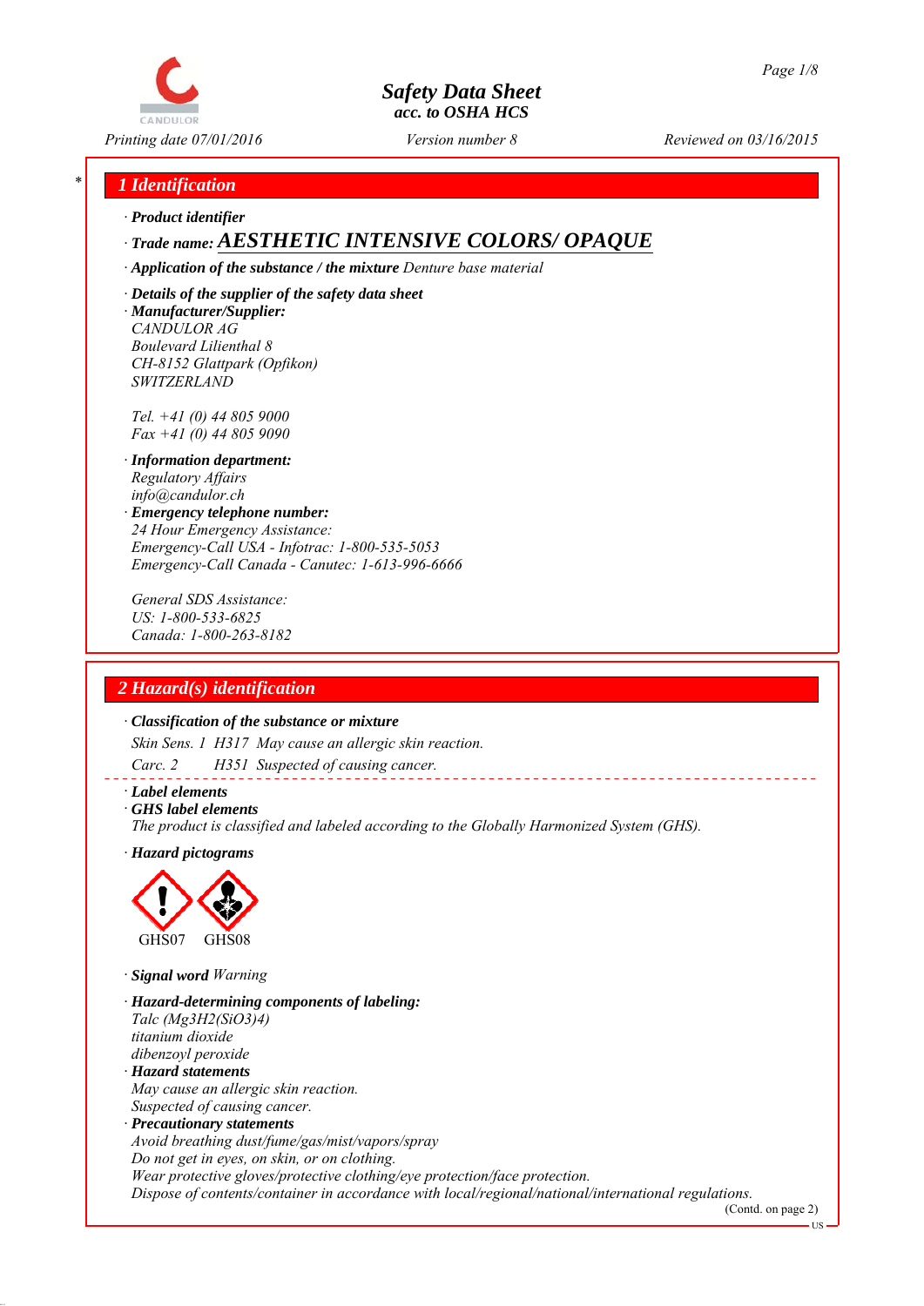# Safety Data Sheet
## acc. to OSHA HCS

Printing date 07/01/2016 | Version number 8 | Reviewed on 03/16/2015

## 1 Identification

· **Product identifier**

· **Trade name:** **AESTHETIC INTENSIVE COLORS/ OPAQUE**

· **Application of the substance / the mixture** Denture base material

· **Details of the supplier of the safety data sheet**

· **Manufacturer/Supplier:**
CANDULOR AG
Boulevard Lilienthal 8
CH-8152 Glattpark (Opfikon)
SWITZERLAND

Tel. +41 (0) 44 805 9000
Fax +41 (0) 44 805 9090

· **Information department:**
Regulatory Affairs
info@candulor.ch

· **Emergency telephone number:**
24 Hour Emergency Assistance:
Emergency-Call USA - Infotrac: 1-800-535-5053
Emergency-Call Canada - Canutec: 1-613-996-6666

General SDS Assistance:
US: 1-800-533-6825
Canada: 1-800-263-8182

## 2 Hazard(s) identification

· **Classification of the substance or mixture**

Skin Sens. 1 H317 May cause an allergic skin reaction.

Carc. 2 H351 Suspected of causing cancer.

· **Label elements**

· **GHS label elements**
The product is classified and labeled according to the Globally Harmonized System (GHS).

· **Hazard pictograms**

GHS07 GHS08

· **Signal word** Warning

· **Hazard-determining components of labeling:**
Talc ($Mg_3H_2(SiO_3)_4$)
titanium dioxide
dibenzoyl peroxide

· **Hazard statements**
May cause an allergic skin reaction.
Suspected of causing cancer.

· **Precautionary statements**
Avoid breathing dust/fume/gas/mist/vapors/spray
Do not get in eyes, on skin, or on clothing.
Wear protective gloves/protective clothing/eye protection/face protection.
Dispose of contents/container in accordance with local/regional/national/international regulations.

(Contd. on page 2)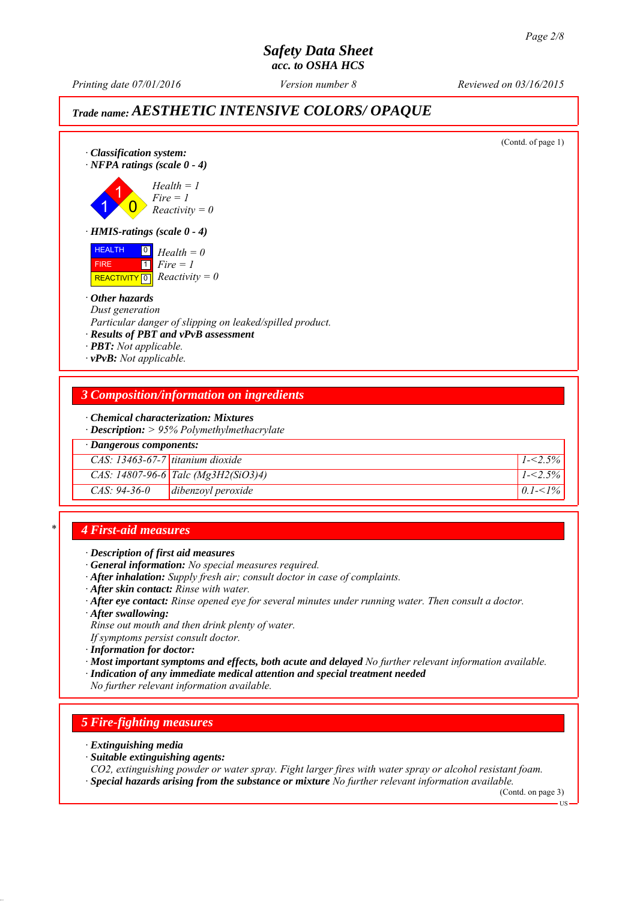# Safety Data Sheet
### acc. to OSHA HCS

Printing date 07/01/2016 | Version number 8 | Reviewed on 03/16/2015

## Trade name: AESTHETIC INTENSIVE COLORS/ OPAQUE

(Contd. of page 1)

· **Classification system:**
· **NFPA ratings (scale 0 - 4)**

*Health = 1*
*Fire = 1*
*Reactivity = 0*

· **HMIS-ratings (scale 0 - 4)**

| | | |
|---|---|---|
| HEALTH | 0 | *Health = 0* |
| FIRE | 1 | *Fire = 1* |
| REACTIVITY | 0 | *Reactivity = 0* |

· **Other hazards**
*Dust generation*
*Particular danger of slipping on leaked/spilled product.*
· **Results of PBT and vPvB assessment**
· **PBT:** *Not applicable.*
· **vPvB:** *Not applicable.*

## 3 Composition/information on ingredients

· **Chemical characterization: Mixtures**
· **Description:** *> 95% Polymethylmethacrylate*

| · Dangerous components: | | |
|---|---|---|
| CAS: 13463-67-7 | titanium dioxide | 1-<2.5% |
| CAS: 14807-96-6 | Talc ($Mg_3H_2(SiO_3)_4$) | 1-<2.5% |
| CAS: 94-36-0 | dibenzoyl peroxide | 0.1-<1% |

## * 4 First-aid measures

· **Description of first aid measures**
· **General information:** *No special measures required.*
· **After inhalation:** *Supply fresh air; consult doctor in case of complaints.*
· **After skin contact:** *Rinse with water.*
· **After eye contact:** *Rinse opened eye for several minutes under running water. Then consult a doctor.*
· **After swallowing:**
*Rinse out mouth and then drink plenty of water.*
*If symptoms persist consult doctor.*
· **Information for doctor:**
· **Most important symptoms and effects, both acute and delayed** *No further relevant information available.*
· **Indication of any immediate medical attention and special treatment needed**
*No further relevant information available.*

## 5 Fire-fighting measures

· **Extinguishing media**
· **Suitable extinguishing agents:**
*$CO_2$, extinguishing powder or water spray. Fight larger fires with water spray or alcohol resistant foam.*
· **Special hazards arising from the substance or mixture** *No further relevant information available.*

(Contd. on page 3)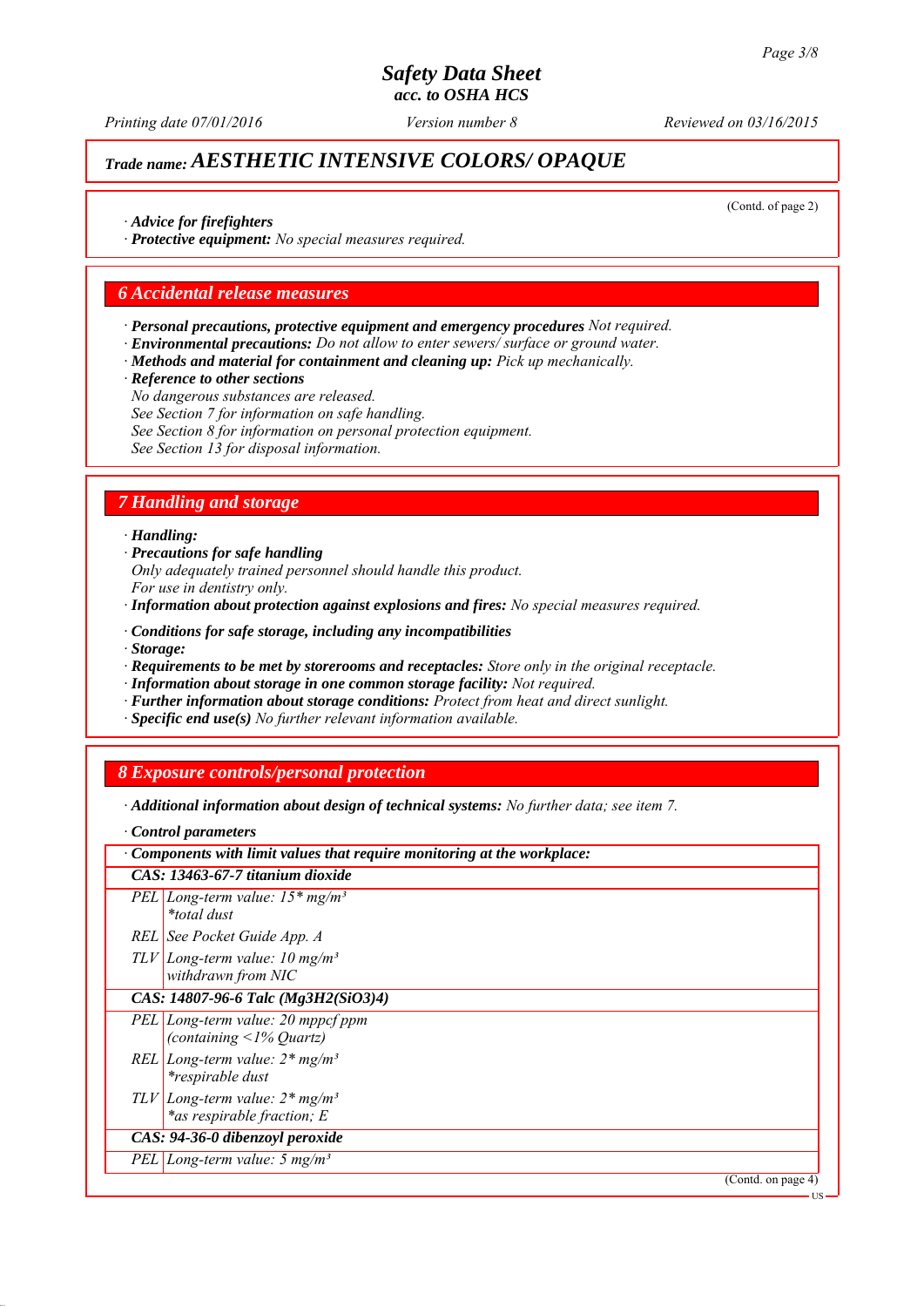# Safety Data Sheet
## acc. to OSHA HCS

*Printing date 07/01/2016* | *Version number 8* | *Reviewed on 03/16/2015*

## Trade name: AESTHETIC INTENSIVE COLORS/ OPAQUE

(Contd. of page 2)

· ***Advice for firefighters***
· ***Protective equipment:*** *No special measures required.*

## 6 Accidental release measures

· ***Personal precautions, protective equipment and emergency procedures*** *Not required.*
· ***Environmental precautions:*** *Do not allow to enter sewers/ surface or ground water.*
· ***Methods and material for containment and cleaning up:*** *Pick up mechanically.*
· ***Reference to other sections***
*No dangerous substances are released.*
*See Section 7 for information on safe handling.*
*See Section 8 for information on personal protection equipment.*
*See Section 13 for disposal information.*

## 7 Handling and storage

· ***Handling:***
· ***Precautions for safe handling***
*Only adequately trained personnel should handle this product.*
*For use in dentistry only.*
· ***Information about protection against explosions and fires:*** *No special measures required.*

· ***Conditions for safe storage, including any incompatibilities***
· ***Storage:***
· ***Requirements to be met by storerooms and receptacles:*** *Store only in the original receptacle.*
· ***Information about storage in one common storage facility:*** *Not required.*
· ***Further information about storage conditions:*** *Protect from heat and direct sunlight.*
· ***Specific end use(s)*** *No further relevant information available.*

## 8 Exposure controls/personal protection

· ***Additional information about design of technical systems:*** *No further data; see item 7.*

· ***Control parameters***

| · Components with limit values that require monitoring at the workplace: | |
|---|---|
| **CAS: 13463-67-7 titanium dioxide** | |
| PEL | Long-term value: 15* mg/m³<br>*total dust |
| REL | See Pocket Guide App. A |
| TLV | Long-term value: 10 mg/m³<br>withdrawn from NIC |
| **CAS: 14807-96-6 Talc ($Mg_3H_2(SiO_3)_4$)** | |
| PEL | Long-term value: 20 mppcf ppm<br>(containing <1% Quartz) |
| REL | Long-term value: 2* mg/m³<br>*respirable dust |
| TLV | Long-term value: 2* mg/m³<br>*as respirable fraction; E |
| **CAS: 94-36-0 dibenzoyl peroxide** | |
| PEL | Long-term value: 5 mg/m³ |

(Contd. on page 4)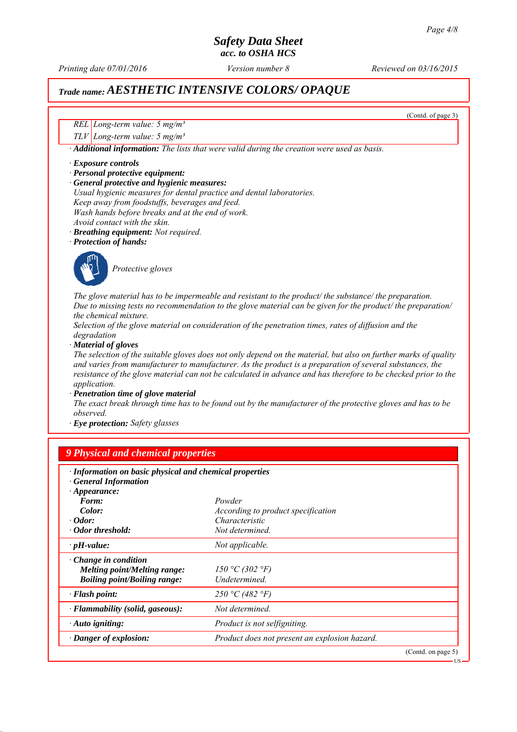(Contd. of page 3)

| | |
|---|---|
| REL | Long-term value: 5 mg/m³ |
| TLV | Long-term value: 5 mg/m³ |

· **Additional information:** *The lists that were valid during the creation were used as basis.*

· **Exposure controls**
· **Personal protective equipment:**
· **General protective and hygienic measures:**
*Usual hygienic measures for dental practice and dental laboratories.*
*Keep away from foodstuffs, beverages and feed.*
*Wash hands before breaks and at the end of work.*
*Avoid contact with the skin.*
· **Breathing equipment:** *Not required.*
· **Protection of hands:**

*Protective gloves*

*The glove material has to be impermeable and resistant to the product/ the substance/ the preparation.*
*Due to missing tests no recommendation to the glove material can be given for the product/ the preparation/ the chemical mixture.*
*Selection of the glove material on consideration of the penetration times, rates of diffusion and the degradation*
· **Material of gloves**
*The selection of the suitable gloves does not only depend on the material, but also on further marks of quality and varies from manufacturer to manufacturer. As the product is a preparation of several substances, the resistance of the glove material can not be calculated in advance and has therefore to be checked prior to the application.*
· **Penetration time of glove material**
*The exact break through time has to be found out by the manufacturer of the protective gloves and has to be observed.*
· **Eye protection:** *Safety glasses*

## 9 Physical and chemical properties

· **Information on basic physical and chemical properties**
· **General Information**
· **Appearance:**

| | |
|---|---|
| **Form:** | Powder |
| **Color:** | According to product specification |
| · **Odor:** | Characteristic |
| · **Odor threshold:** | Not determined. |
| · **pH-value:** | Not applicable. |
| · **Change in condition** | |
| **Melting point/Melting range:** | 150 °C (302 °F) |
| **Boiling point/Boiling range:** | Undetermined. |
| · **Flash point:** | 250 °C (482 °F) |
| · **Flammability (solid, gaseous):** | Not determined. |
| · **Auto igniting:** | Product is not selfigniting. |
| · **Danger of explosion:** | Product does not present an explosion hazard. |

(Contd. on page 5)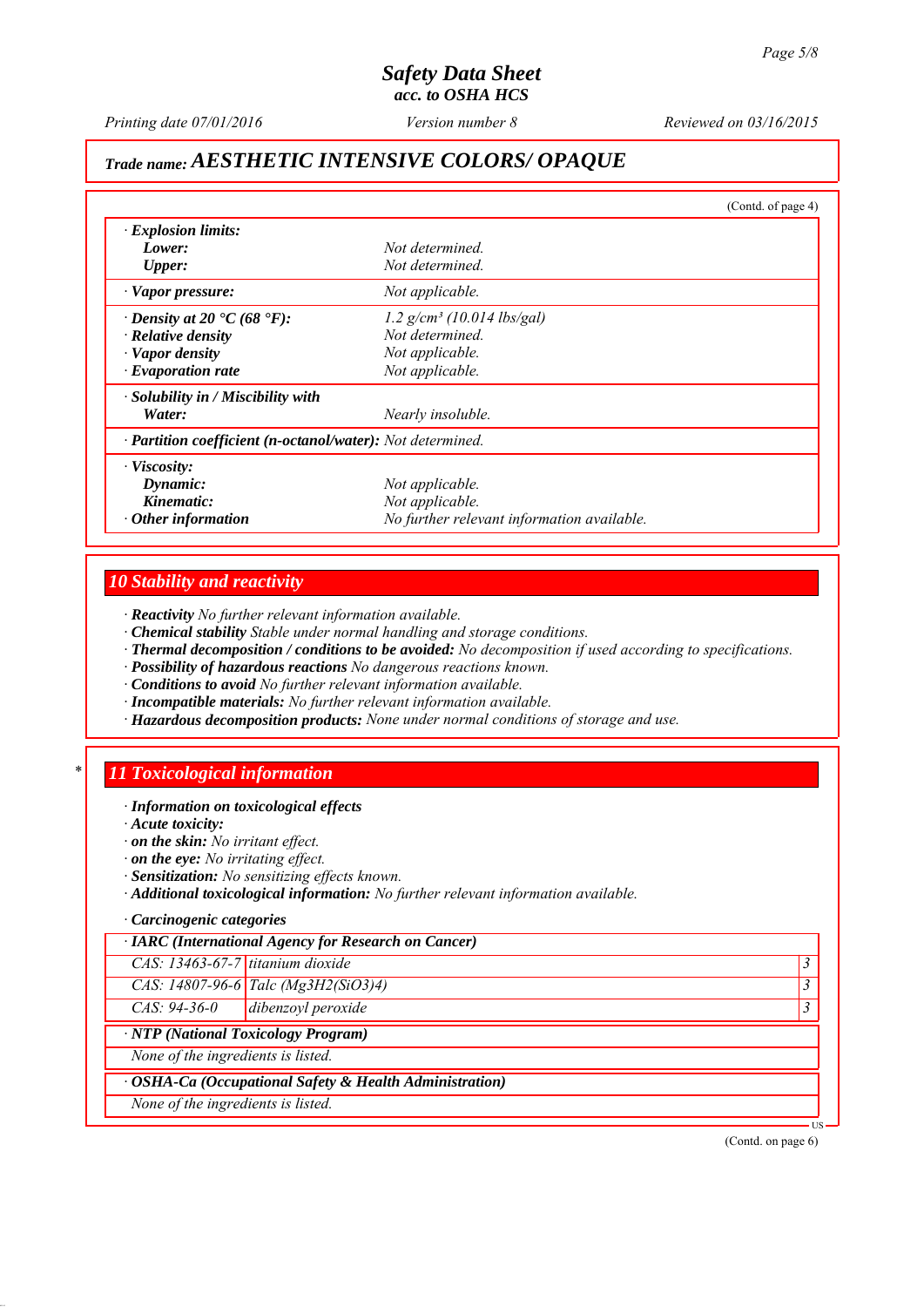**Trade name: *AESTHETIC INTENSIVE COLORS/ OPAQUE***

(Contd. of page 4)

| | |
|---|---|
| · **Explosion limits:** | |
| **Lower:** | Not determined. |
| **Upper:** | Not determined. |
| · **Vapor pressure:** | Not applicable. |
| · **Density at 20 °C (68 °F):** | 1.2 g/cm³ (10.014 lbs/gal) |
| · **Relative density** | Not determined. |
| · **Vapor density** | Not applicable. |
| · **Evaporation rate** | Not applicable. |
| · **Solubility in / Miscibility with** | |
| **Water:** | Nearly insoluble. |
| · **Partition coefficient (n-octanol/water):** | Not determined. |
| · **Viscosity:** | |
| **Dynamic:** | Not applicable. |
| **Kinematic:** | Not applicable. |
| · **Other information** | No further relevant information available. |

## 10 Stability and reactivity

· **Reactivity** No further relevant information available.
· **Chemical stability** Stable under normal handling and storage conditions.
· **Thermal decomposition / conditions to be avoided:** No decomposition if used according to specifications.
· **Possibility of hazardous reactions** No dangerous reactions known.
· **Conditions to avoid** No further relevant information available.
· **Incompatible materials:** No further relevant information available.
· **Hazardous decomposition products:** None under normal conditions of storage and use.

## 11 Toxicological information

· **Information on toxicological effects**
· **Acute toxicity:**
· **on the skin:** No irritant effect.
· **on the eye:** No irritating effect.
· **Sensitization:** No sensitizing effects known.
· **Additional toxicological information:** No further relevant information available.

· **Carcinogenic categories**

| · **IARC (International Agency for Research on Cancer)** | | |
|---|---|---|
| CAS: 13463-67-7 | titanium dioxide | 3 |
| CAS: 14807-96-6 | Talc ($Mg_3H_2(SiO_3)_4$) | 3 |
| CAS: 94-36-0 | dibenzoyl peroxide | 3 |

· **NTP (National Toxicology Program)**

None of the ingredients is listed.

· **OSHA-Ca (Occupational Safety & Health Administration)**

None of the ingredients is listed.

(Contd. on page 6)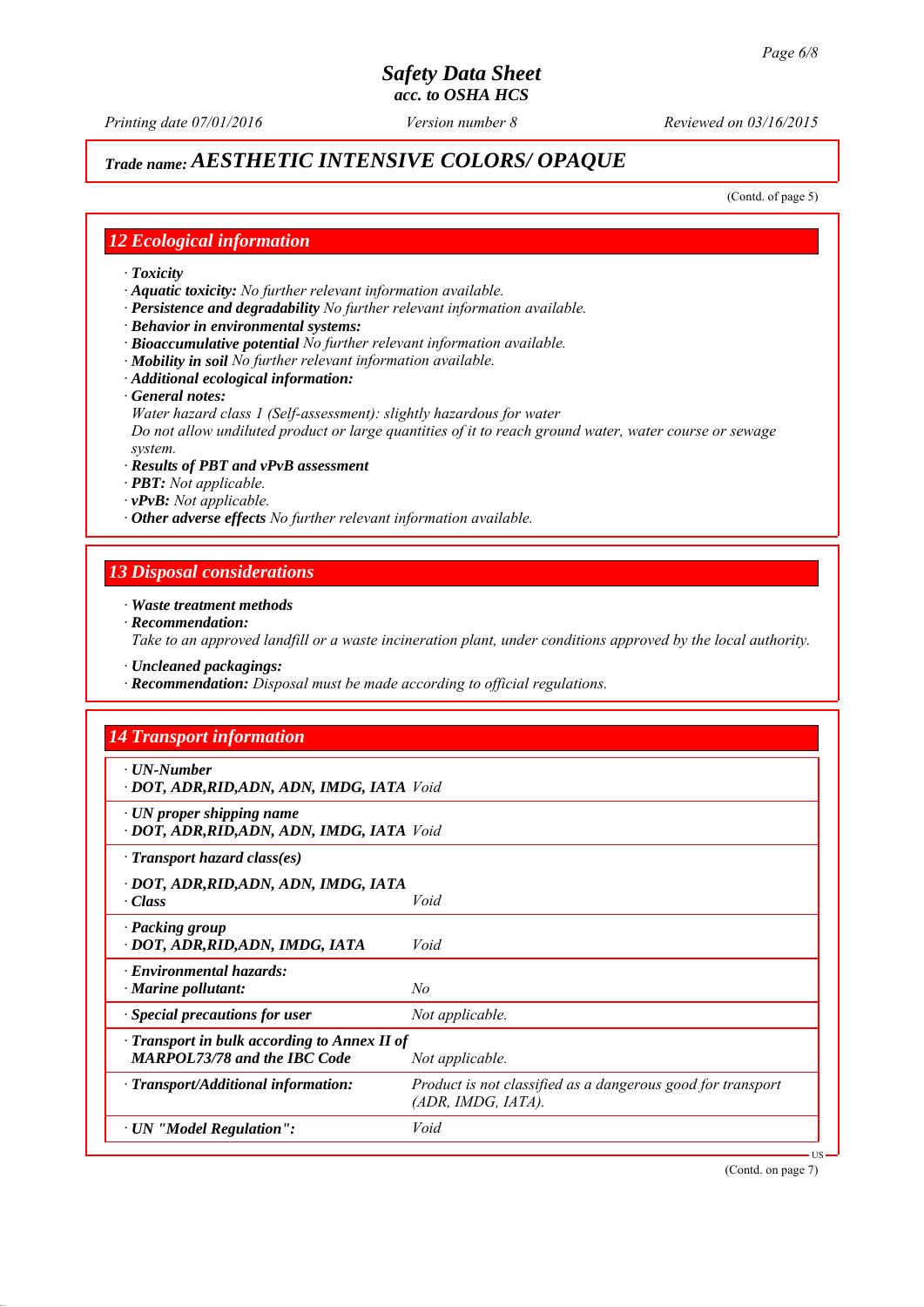# Safety Data Sheet
### acc. to OSHA HCS

Printing date 07/01/2016 | Version number 8 | Reviewed on 03/16/2015

## Trade name: AESTHETIC INTENSIVE COLORS/ OPAQUE

(Contd. of page 5)

## 12 Ecological information

· **Toxicity**
· **Aquatic toxicity:** No further relevant information available.
· **Persistence and degradability** No further relevant information available.
· **Behavior in environmental systems:**
· **Bioaccumulative potential** No further relevant information available.
· **Mobility in soil** No further relevant information available.
· **Additional ecological information:**
· **General notes:**
Water hazard class 1 (Self-assessment): slightly hazardous for water
Do not allow undiluted product or large quantities of it to reach ground water, water course or sewage system.
· **Results of PBT and vPvB assessment**
· **PBT:** Not applicable.
· **vPvB:** Not applicable.
· **Other adverse effects** No further relevant information available.

## 13 Disposal considerations

· **Waste treatment methods**
· **Recommendation:**
Take to an approved landfill or a waste incineration plant, under conditions approved by the local authority.

· **Uncleaned packagings:**
· **Recommendation:** Disposal must be made according to official regulations.

## 14 Transport information

| | |
|---|---|
| · **UN-Number**<br>· **DOT, ADR,RID,ADN, ADN, IMDG, IATA** | Void |
| · **UN proper shipping name**<br>· **DOT, ADR,RID,ADN, ADN, IMDG, IATA** | Void |
| · **Transport hazard class(es)**<br>· **DOT, ADR,RID,ADN, ADN, IMDG, IATA**<br>· **Class** | Void |
| · **Packing group**<br>· **DOT, ADR,RID,ADN, IMDG, IATA** | Void |
| · **Environmental hazards:**<br>· **Marine pollutant:** | No |
| · **Special precautions for user** | Not applicable. |
| · **Transport in bulk according to Annex II of MARPOL73/78 and the IBC Code** | Not applicable. |
| · **Transport/Additional information:** | Product is not classified as a dangerous good for transport (ADR, IMDG, IATA). |
| · **UN "Model Regulation":** | Void |

(Contd. on page 7)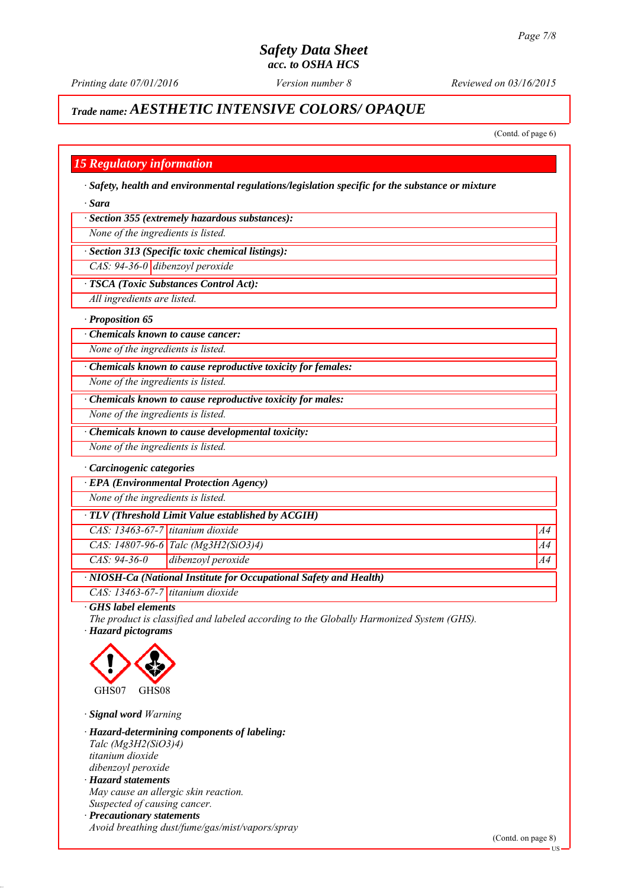# Safety Data Sheet
## acc. to OSHA HCS

*Printing date 07/01/2016* *Version number 8* *Reviewed on 03/16/2015*

## Trade name: AESTHETIC INTENSIVE COLORS/ OPAQUE

(Contd. of page 6)

## 15 Regulatory information

· **Safety, health and environmental regulations/legislation specific for the substance or mixture**

· **Sara**

| · Section 355 (extremely hazardous substances): |
|---|
| None of the ingredients is listed. |

| · Section 313 (Specific toxic chemical listings): | |
|---|---|
| CAS: 94-36-0 | dibenzoyl peroxide |

| · TSCA (Toxic Substances Control Act): |
|---|
| All ingredients are listed. |

· **Proposition 65**

| · Chemicals known to cause cancer: |
|---|
| None of the ingredients is listed. |

| · Chemicals known to cause reproductive toxicity for females: |
|---|
| None of the ingredients is listed. |

| · Chemicals known to cause reproductive toxicity for males: |
|---|
| None of the ingredients is listed. |

| · Chemicals known to cause developmental toxicity: |
|---|
| None of the ingredients is listed. |

· **Carcinogenic categories**

| · EPA (Environmental Protection Agency) |
|---|
| None of the ingredients is listed. |

| · TLV (Threshold Limit Value established by ACGIH) | | |
|---|---|---|
| CAS: 13463-67-7 | titanium dioxide | A4 |
| CAS: 14807-96-6 | Talc (Mg3H2(SiO3)4) | A4 |
| CAS: 94-36-0 | dibenzoyl peroxide | A4 |

| · NIOSH-Ca (National Institute for Occupational Safety and Health) | |
|---|---|
| CAS: 13463-67-7 | titanium dioxide |

· **GHS label elements**
The product is classified and labeled according to the Globally Harmonized System (GHS).

· **Hazard pictograms**

GHS07 GHS08

· **Signal word** Warning

· **Hazard-determining components of labeling:**
Talc (Mg3H2(SiO3)4)
titanium dioxide
dibenzoyl peroxide

· **Hazard statements**
May cause an allergic skin reaction.
Suspected of causing cancer.

· **Precautionary statements**
Avoid breathing dust/fume/gas/mist/vapors/spray

(Contd. on page 8)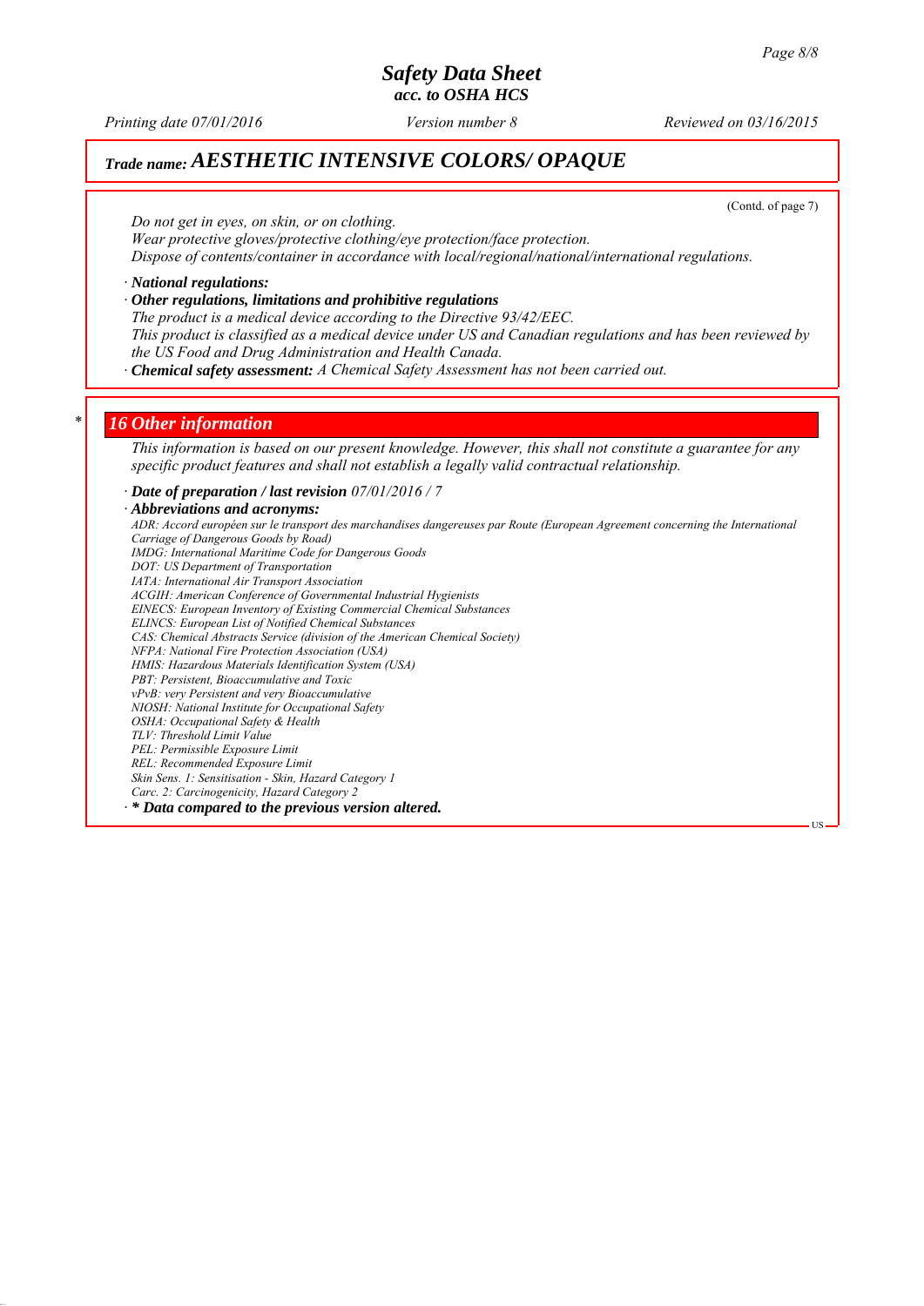## Trade name: AESTHETIC INTENSIVE COLORS/ OPAQUE

(Contd. of page 7)

*Do not get in eyes, on skin, or on clothing.*
*Wear protective gloves/protective clothing/eye protection/face protection.*
*Dispose of contents/container in accordance with local/regional/national/international regulations.*

· ***National regulations:***
· ***Other regulations, limitations and prohibitive regulations***
*The product is a medical device according to the Directive 93/42/EEC.*
*This product is classified as a medical device under US and Canadian regulations and has been reviewed by the US Food and Drug Administration and Health Canada.*
· ***Chemical safety assessment:*** *A Chemical Safety Assessment has not been carried out.*

## * 16 Other information

*This information is based on our present knowledge. However, this shall not constitute a guarantee for any specific product features and shall not establish a legally valid contractual relationship.*

· ***Date of preparation / last revision*** *07/01/2016 / 7*
· ***Abbreviations and acronyms:***
*ADR: Accord européen sur le transport des marchandises dangereuses par Route (European Agreement concerning the International Carriage of Dangerous Goods by Road)*
*IMDG: International Maritime Code for Dangerous Goods*
*DOT: US Department of Transportation*
*IATA: International Air Transport Association*
*ACGIH: American Conference of Governmental Industrial Hygienists*
*EINECS: European Inventory of Existing Commercial Chemical Substances*
*ELINCS: European List of Notified Chemical Substances*
*CAS: Chemical Abstracts Service (division of the American Chemical Society)*
*NFPA: National Fire Protection Association (USA)*
*HMIS: Hazardous Materials Identification System (USA)*
*PBT: Persistent, Bioaccumulative and Toxic*
*vPvB: very Persistent and very Bioaccumulative*
*NIOSH: National Institute for Occupational Safety*
*OSHA: Occupational Safety & Health*
*TLV: Threshold Limit Value*
*PEL: Permissible Exposure Limit*
*REL: Recommended Exposure Limit*
*Skin Sens. 1: Sensitisation - Skin, Hazard Category 1*
*Carc. 2: Carcinogenicity, Hazard Category 2*
· ***\* Data compared to the previous version altered.***

US